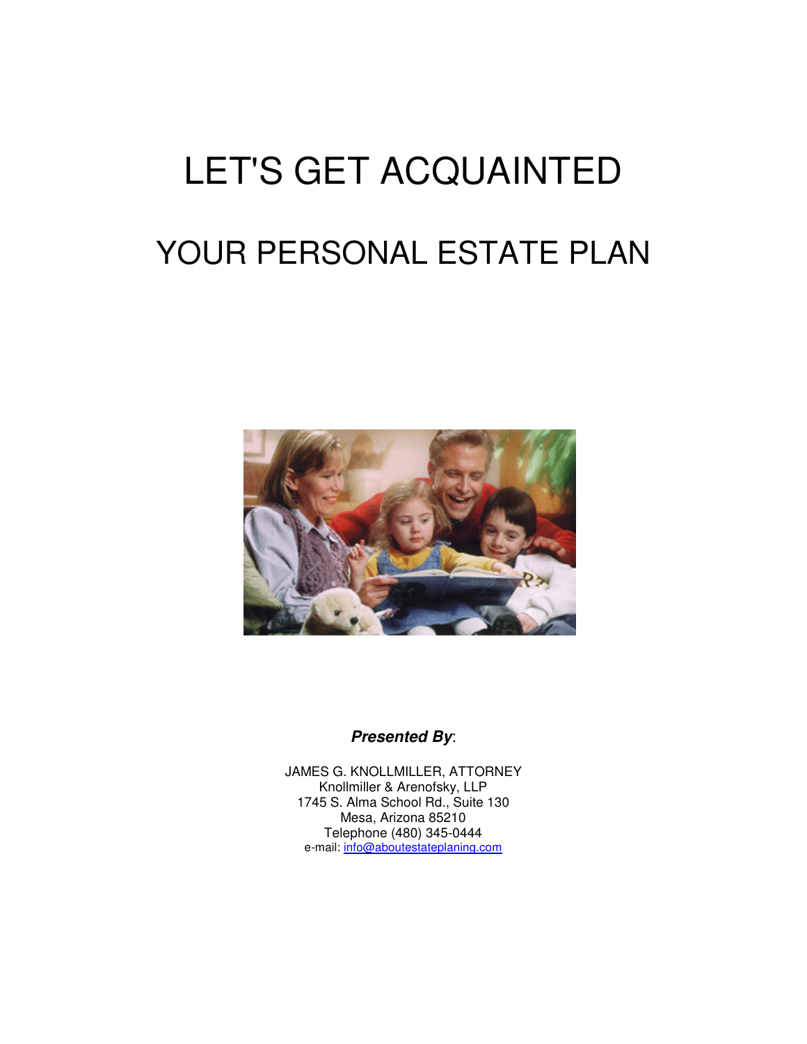# LET'S GET ACQUAINTED

## YOUR PERSONAL ESTATE PLAN

***Presented By***:

JAMES G. KNOLLMILLER, ATTORNEY
Knollmiller & Arenofsky, LLP
1745 S. Alma School Rd., Suite 130
Mesa, Arizona 85210
Telephone (480) 345-0444
e-mail: info@aboutestateplaning.com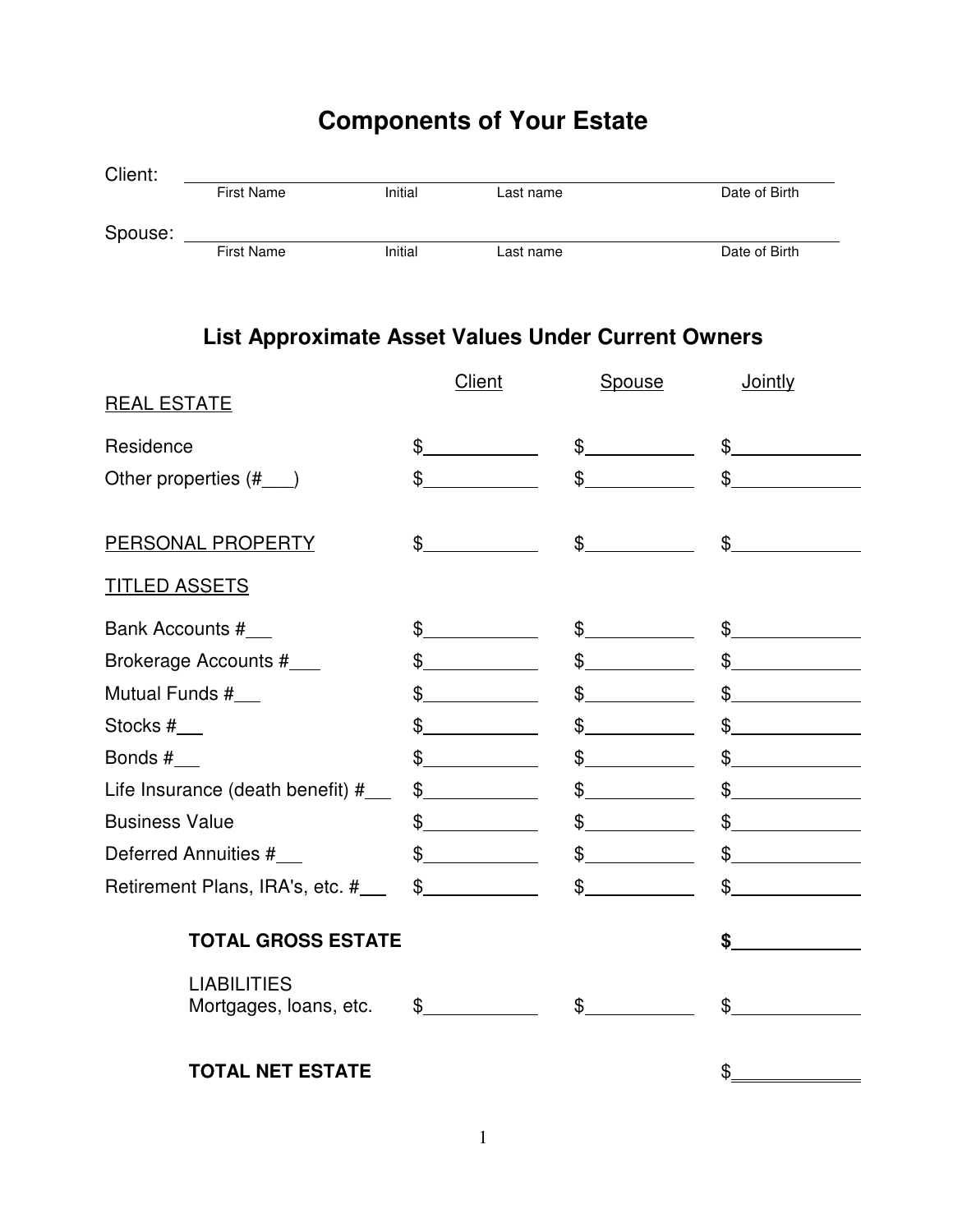# Components of Your Estate

Client: ______________________________________________________________

First Name | Initial | Last name | Date of Birth

Spouse: ______________________________________________________________

First Name | Initial | Last name | Date of Birth

## List Approximate Asset Values Under Current Owners

| | Client | Spouse | Jointly |
|---|---|---|---|
| REAL ESTATE | | | |
| Residence | $ | $ | $ |
| Other properties (#___) | $ | $ | $ |
| PERSONAL PROPERTY | $ | $ | $ |
| TITLED ASSETS | | | |
| Bank Accounts #___ | $ | $ | $ |
| Brokerage Accounts #___ | $ | $ | $ |
| Mutual Funds #___ | $ | $ | $ |
| Stocks #___ | $ | $ | $ |
| Bonds #___ | $ | $ | $ |
| Life Insurance (death benefit) #___ | $ | $ | $ |
| Business Value | $ | $ | $ |
| Deferred Annuities #___ | $ | $ | $ |
| Retirement Plans, IRA's, etc. #___ | $ | $ | $ |
| **TOTAL GROSS ESTATE** | | | **$** |
| LIABILITIES Mortgages, loans, etc. | $ | $ | $ |
| **TOTAL NET ESTATE** | | | $ |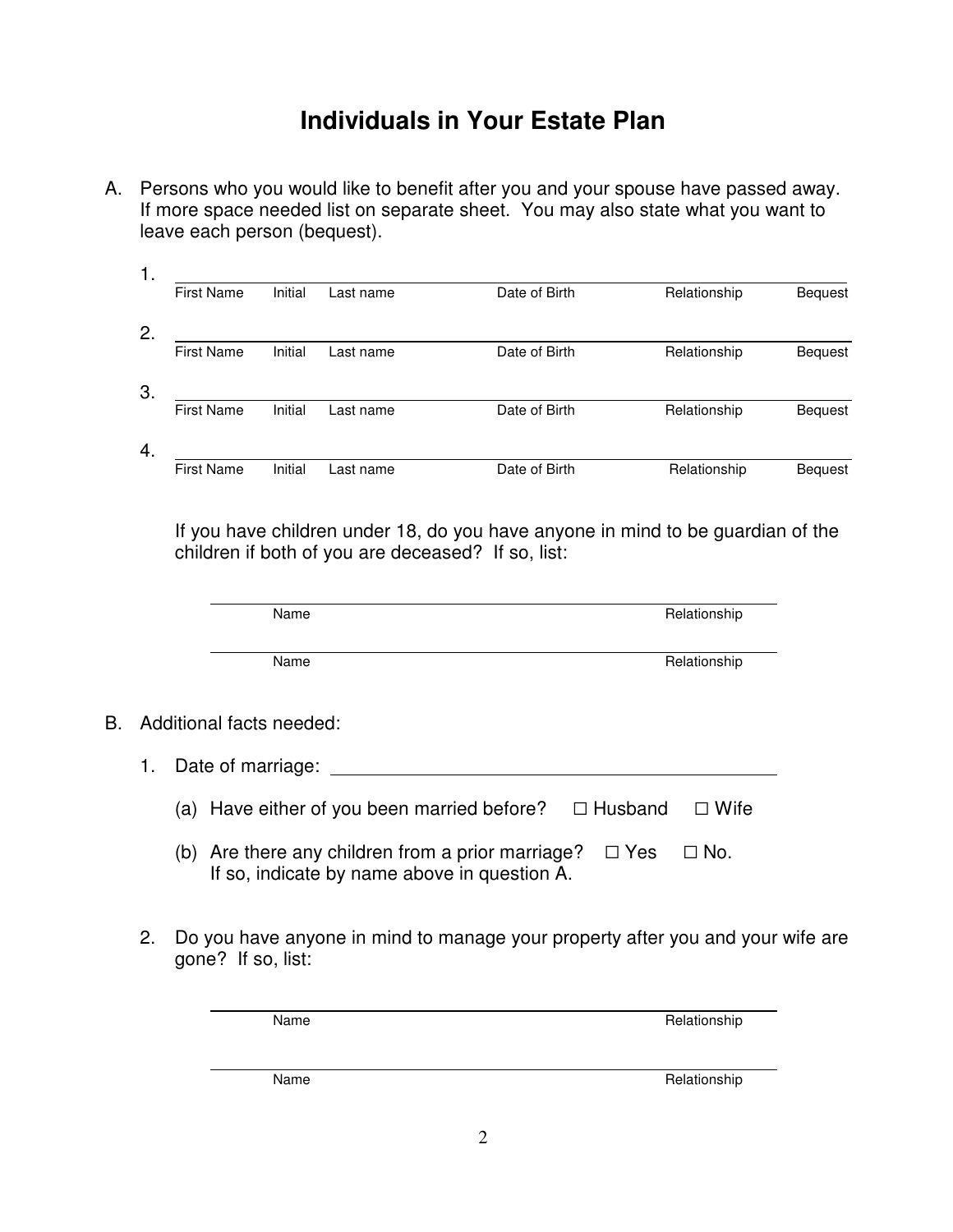# Individuals in Your Estate Plan

A. Persons who you would like to benefit after you and your spouse have passed away. If more space needed list on separate sheet. You may also state what you want to leave each person (bequest).

| | First Name | Initial | Last name | Date of Birth | Relationship | Bequest |
|---|---|---|---|---|---|---|
| 1. | | | | | | |
| 2. | | | | | | |
| 3. | | | | | | |
| 4. | | | | | | |

If you have children under 18, do you have anyone in mind to be guardian of the children if both of you are deceased? If so, list:

| Name | Relationship |
|---|---|
| | |
| | |

B. Additional facts needed:

1. Date of marriage: ______________________________

   (a) Have either of you been married before? ☐ Husband ☐ Wife

   (b) Are there any children from a prior marriage? ☐ Yes ☐ No.
   If so, indicate by name above in question A.

2. Do you have anyone in mind to manage your property after you and your wife are gone? If so, list:

| Name | Relationship |
|---|---|
| | |
| | |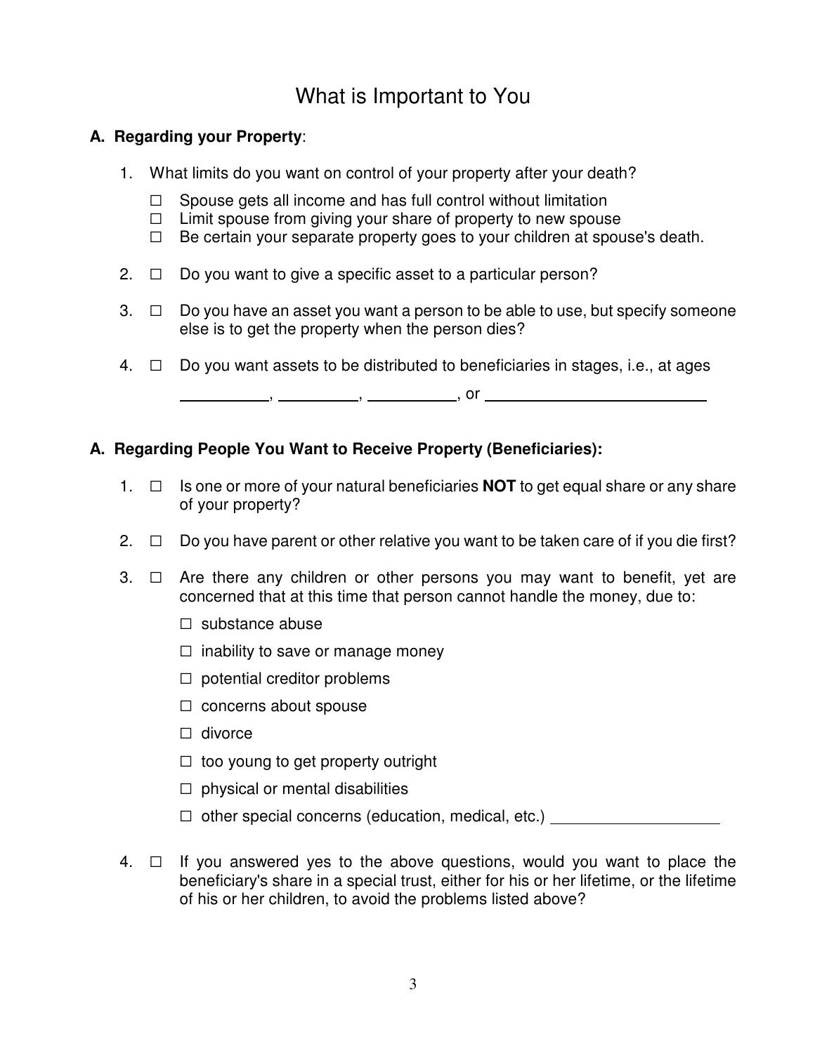# What is Important to You

**A. Regarding your Property**:

1. What limits do you want on control of your property after your death?

   ☐ Spouse gets all income and has full control without limitation
   ☐ Limit spouse from giving your share of property to new spouse
   ☐ Be certain your separate property goes to your children at spouse's death.

2. ☐ Do you want to give a specific asset to a particular person?

3. ☐ Do you have an asset you want a person to be able to use, but specify someone else is to get the property when the person dies?

4. ☐ Do you want assets to be distributed to beneficiaries in stages, i.e., at ages __________, _________, __________, or __________________________

**A. Regarding People You Want to Receive Property (Beneficiaries):**

1. ☐ Is one or more of your natural beneficiaries **NOT** to get equal share or any share of your property?

2. ☐ Do you have parent or other relative you want to be taken care of if you die first?

3. ☐ Are there any children or other persons you may want to benefit, yet are concerned that at this time that person cannot handle the money, due to:

   ☐ substance abuse

   ☐ inability to save or manage money

   ☐ potential creditor problems

   ☐ concerns about spouse

   ☐ divorce

   ☐ too young to get property outright

   ☐ physical or mental disabilities

   ☐ other special concerns (education, medical, etc.) ___________________

4. ☐ If you answered yes to the above questions, would you want to place the beneficiary's share in a special trust, either for his or her lifetime, or the lifetime of his or her children, to avoid the problems listed above?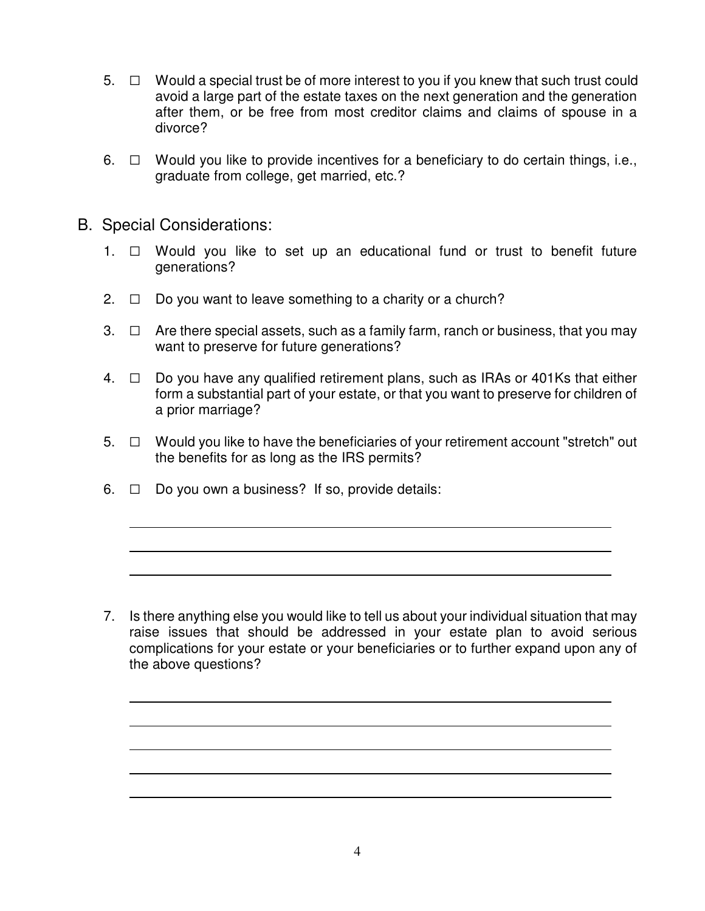5. ☐ Would a special trust be of more interest to you if you knew that such trust could avoid a large part of the estate taxes on the next generation and the generation after them, or be free from most creditor claims and claims of spouse in a divorce?

6. ☐ Would you like to provide incentives for a beneficiary to do certain things, i.e., graduate from college, get married, etc.?

## B. Special Considerations:

1. ☐ Would you like to set up an educational fund or trust to benefit future generations?

2. ☐ Do you want to leave something to a charity or a church?

3. ☐ Are there special assets, such as a family farm, ranch or business, that you may want to preserve for future generations?

4. ☐ Do you have any qualified retirement plans, such as IRAs or 401Ks that either form a substantial part of your estate, or that you want to preserve for children of a prior marriage?

5. ☐ Would you like to have the beneficiaries of your retirement account "stretch" out the benefits for as long as the IRS permits?

6. ☐ Do you own a business? If so, provide details:

______________________________________________________________

______________________________________________________________

______________________________________________________________

7. Is there anything else you would like to tell us about your individual situation that may raise issues that should be addressed in your estate plan to avoid serious complications for your estate or your beneficiaries or to further expand upon any of the above questions?

______________________________________________________________

______________________________________________________________

______________________________________________________________

______________________________________________________________

______________________________________________________________